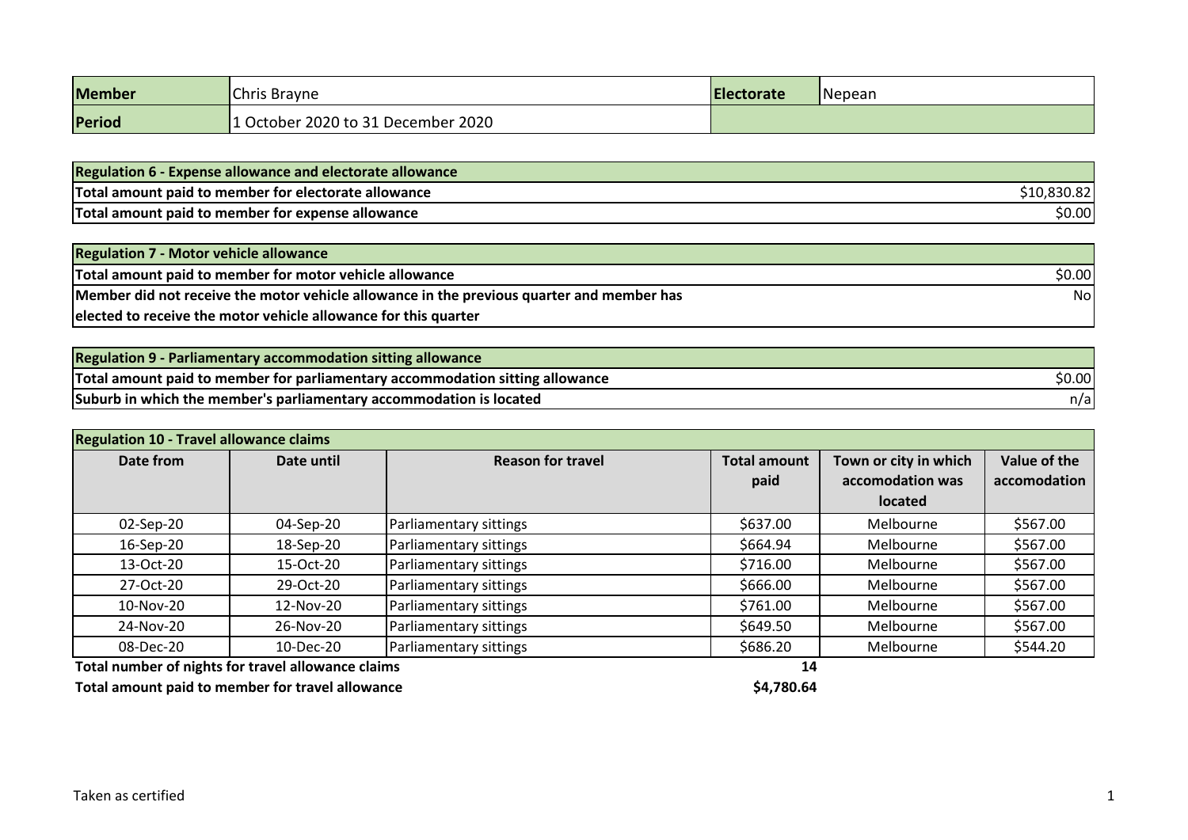| Member | Chris Brayne | Electorate | Nepean |
|---|---|---|---|
| Period | 1 October 2020 to 31 December 2020 | | |

| Regulation 6 - Expense allowance and electorate allowance | |
|---|---|
| Total amount paid to member for electorate allowance | $10,830.82 |
| Total amount paid to member for expense allowance | $0.00 |

| Regulation 7 - Motor vehicle allowance | |
|---|---|
| Total amount paid to member for motor vehicle allowance | $0.00 |
| Member did not receive the motor vehicle allowance in the previous quarter and member has elected to receive the motor vehicle allowance for this quarter | No |

| Regulation 9 - Parliamentary accommodation sitting allowance | |
|---|---|
| Total amount paid to member for parliamentary accommodation sitting allowance | $0.00 |
| Suburb in which the member's parliamentary accommodation is located | n/a |

**Regulation 10 - Travel allowance claims**

| Date from | Date until | Reason for travel | Total amount paid | Town or city in which accomodation was located | Value of the accomodation |
|---|---|---|---|---|---|
| 02-Sep-20 | 04-Sep-20 | Parliamentary sittings | $637.00 | Melbourne | $567.00 |
| 16-Sep-20 | 18-Sep-20 | Parliamentary sittings | $664.94 | Melbourne | $567.00 |
| 13-Oct-20 | 15-Oct-20 | Parliamentary sittings | $716.00 | Melbourne | $567.00 |
| 27-Oct-20 | 29-Oct-20 | Parliamentary sittings | $666.00 | Melbourne | $567.00 |
| 10-Nov-20 | 12-Nov-20 | Parliamentary sittings | $761.00 | Melbourne | $567.00 |
| 24-Nov-20 | 26-Nov-20 | Parliamentary sittings | $649.50 | Melbourne | $567.00 |
| 08-Dec-20 | 10-Dec-20 | Parliamentary sittings | $686.20 | Melbourne | $544.20 |
| Total number of nights for travel allowance claims | | | 14 | | |
| Total amount paid to member for travel allowance | | | $4,780.64 | | |

Taken as certified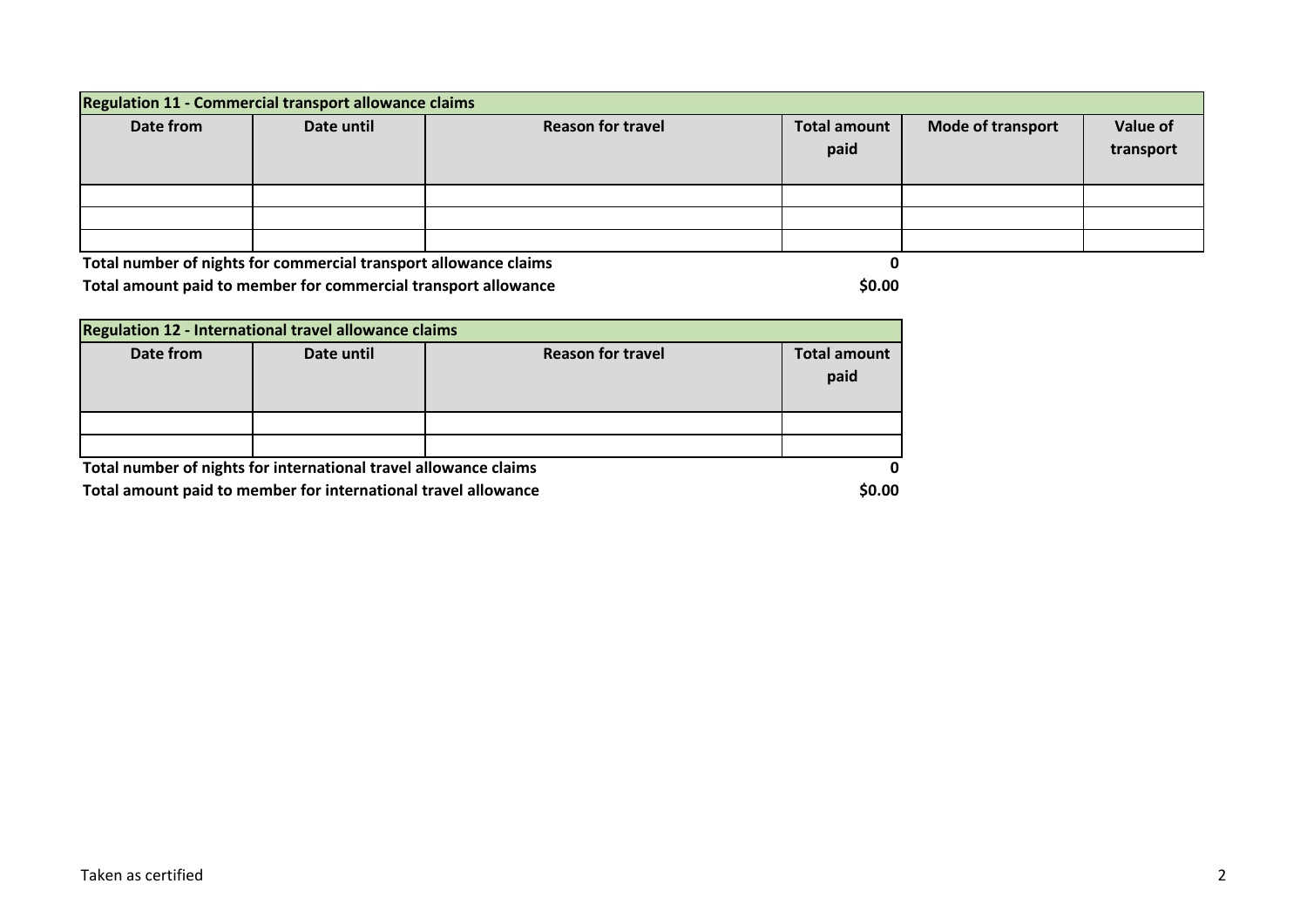| Regulation 11 - Commercial transport allowance claims | | | | | |
|---|---|---|---|---|---|
| **Date from** | **Date until** | **Reason for travel** | **Total amount paid** | **Mode of transport** | **Value of transport** |
| | | | | | |
| | | | | | |
| | | | | | |

**Total number of nights for commercial transport allowance claims** **0**

**Total amount paid to member for commercial transport allowance** **$0.00**

| Regulation 12 - International travel allowance claims | | | |
|---|---|---|---|
| **Date from** | **Date until** | **Reason for travel** | **Total amount paid** |
| | | | |
| | | | |

**Total number of nights for international travel allowance claims** **0**

**Total amount paid to member for international travel allowance** **$0.00**

Taken as certified